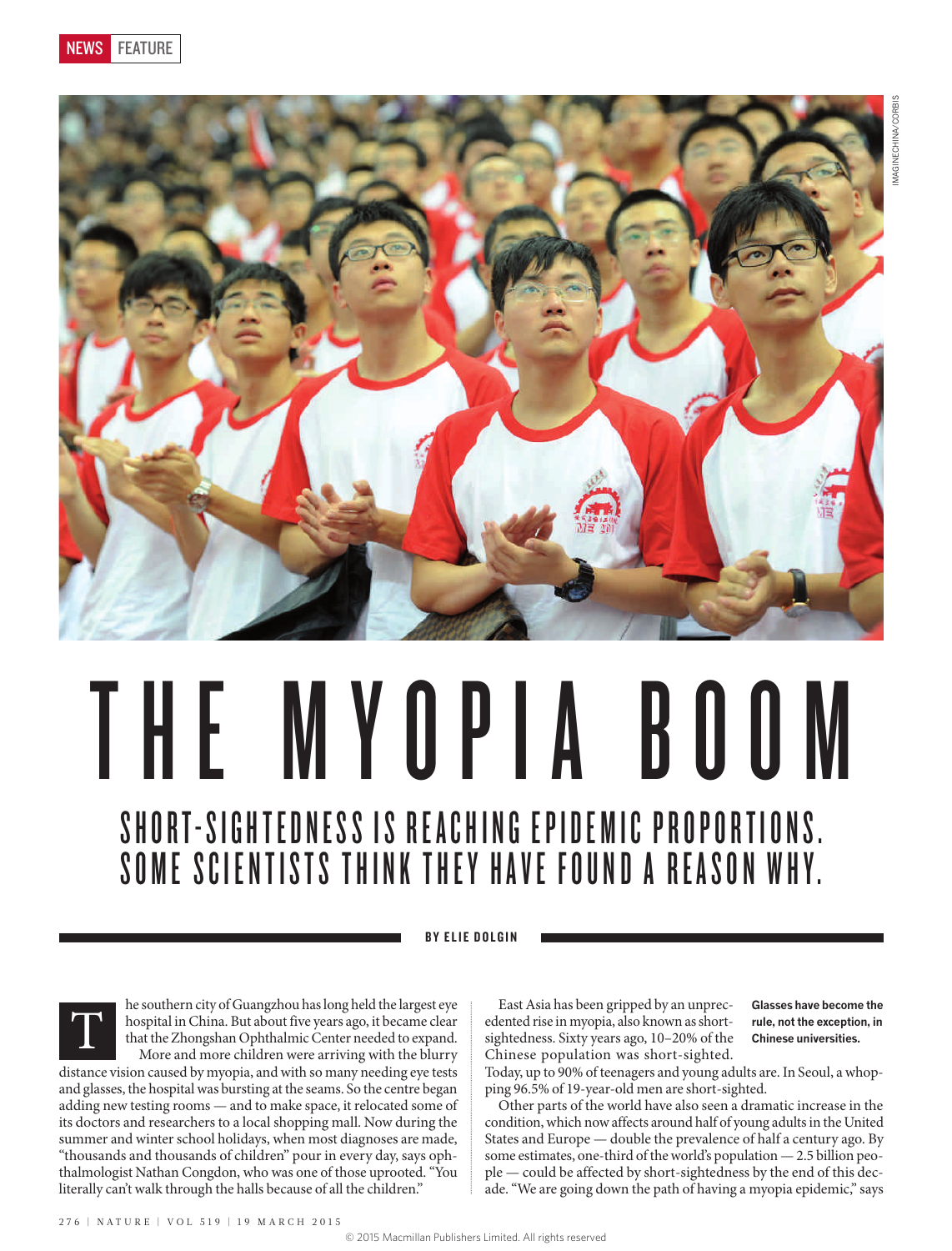NEWS FEATURE

# THE MYOPIA BOOM

## SHORT-SIGHTEDNESS IS REACHING EPIDEMIC PROPORTIONS. SOME SCIENTISTS THINK THEY HAVE FOUND A REASON WHY.

**BY ELIE DOLGIN**

**Glasses have become the rule, not the exception, in Chinese universities.**

The southern city of Guangzhou has long held the largest eye hospital in China. But about five years ago, it became clear that the Zhongshan Ophthalmic Center needed to expand. More and more children were arriving with the blurry distance vision caused by myopia, and with so many needing eye tests and glasses, the hospital was bursting at the seams. So the centre began adding new testing rooms — and to make space, it relocated some of its doctors and researchers to a local shopping mall. Now during the summer and winter school holidays, when most diagnoses are made, "thousands and thousands of children" pour in every day, says ophthalmologist Nathan Congdon, who was one of those uprooted. "You literally can't walk through the halls because of all the children."

East Asia has been gripped by an unprecedented rise in myopia, also known as short-sightedness. Sixty years ago, 10–20% of the Chinese population was short-sighted. Today, up to 90% of teenagers and young adults are. In Seoul, a whopping 96.5% of 19-year-old men are short-sighted.

Other parts of the world have also seen a dramatic increase in the condition, which now affects around half of young adults in the United States and Europe — double the prevalence of half a century ago. By some estimates, one-third of the world's population — 2.5 billion people — could be affected by short-sightedness by the end of this decade. "We are going down the path of having a myopia epidemic," says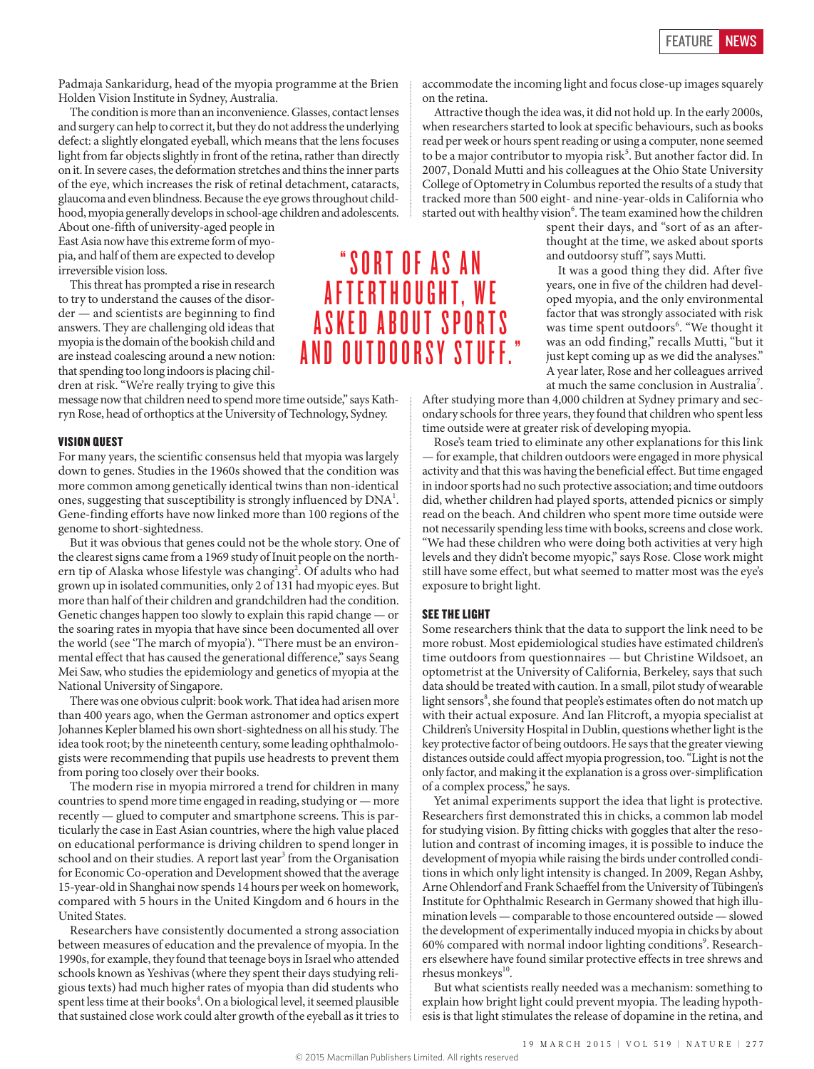Padmaja Sankaridurg, head of the myopia programme at the Brien Holden Vision Institute in Sydney, Australia.

The condition is more than an inconvenience. Glasses, contact lenses and surgery can help to correct it, but they do not address the underlying defect: a slightly elongated eyeball, which means that the lens focuses light from far objects slightly in front of the retina, rather than directly on it. In severe cases, the deformation stretches and thins the inner parts of the eye, which increases the risk of retinal detachment, cataracts, glaucoma and even blindness. Because the eye grows throughout childhood, myopia generally develops in school-age children and adolescents. About one-fifth of university-aged people in East Asia now have this extreme form of myopia, and half of them are expected to develop irreversible vision loss.

This threat has prompted a rise in research to try to understand the causes of the disorder — and scientists are beginning to find answers. They are challenging old ideas that myopia is the domain of the bookish child and are instead coalescing around a new notion: that spending too long indoors is placing children at risk. "We're really trying to give this message now that children need to spend more time outside," says Kathryn Rose, head of orthoptics at the University of Technology, Sydney.

> "SORT OF AS AN AFTERTHOUGHT, WE ASKED ABOUT SPORTS AND OUTDOORSY STUFF."

## VISION QUEST

For many years, the scientific consensus held that myopia was largely down to genes. Studies in the 1960s showed that the condition was more common among genetically identical twins than non-identical ones, suggesting that susceptibility is strongly influenced by DNA[1]. Gene-finding efforts have now linked more than 100 regions of the genome to short-sightedness.

But it was obvious that genes could not be the whole story. One of the clearest signs came from a 1969 study of Inuit people on the northern tip of Alaska whose lifestyle was changing[2]. Of adults who had grown up in isolated communities, only 2 of 131 had myopic eyes. But more than half of their children and grandchildren had the condition. Genetic changes happen too slowly to explain this rapid change — or the soaring rates in myopia that have since been documented all over the world (see 'The march of myopia'). "There must be an environmental effect that has caused the generational difference," says Seang Mei Saw, who studies the epidemiology and genetics of myopia at the National University of Singapore.

There was one obvious culprit: book work. That idea had arisen more than 400 years ago, when the German astronomer and optics expert Johannes Kepler blamed his own short-sightedness on all his study. The idea took root; by the nineteenth century, some leading ophthalmologists were recommending that pupils use headrests to prevent them from poring too closely over their books.

The modern rise in myopia mirrored a trend for children in many countries to spend more time engaged in reading, studying or — more recently — glued to computer and smartphone screens. This is particularly the case in East Asian countries, where the high value placed on educational performance is driving children to spend longer in school and on their studies. A report last year[3] from the Organisation for Economic Co-operation and Development showed that the average 15-year-old in Shanghai now spends 14 hours per week on homework, compared with 5 hours in the United Kingdom and 6 hours in the United States.

Researchers have consistently documented a strong association between measures of education and the prevalence of myopia. In the 1990s, for example, they found that teenage boys in Israel who attended schools known as Yeshivas (where they spent their days studying religious texts) had much higher rates of myopia than did students who spent less time at their books[4]. On a biological level, it seemed plausible that sustained close work could alter growth of the eyeball as it tries to accommodate the incoming light and focus close-up images squarely on the retina.

Attractive though the idea was, it did not hold up. In the early 2000s, when researchers started to look at specific behaviours, such as books read per week or hours spent reading or using a computer, none seemed to be a major contributor to myopia risk[5]. But another factor did. In 2007, Donald Mutti and his colleagues at the Ohio State University College of Optometry in Columbus reported the results of a study that tracked more than 500 eight- and nine-year-olds in California who started out with healthy vision[6]. The team examined how the children spent their days, and "sort of as an afterthought at the time, we asked about sports and outdoorsy stuff", says Mutti.

It was a good thing they did. After five years, one in five of the children had developed myopia, and the only environmental factor that was strongly associated with risk was time spent outdoors[6]. "We thought it was an odd finding," recalls Mutti, "but it just kept coming up as we did the analyses." A year later, Rose and her colleagues arrived at much the same conclusion in Australia[7]. After studying more than 4,000 children at Sydney primary and secondary schools for three years, they found that children who spent less time outside were at greater risk of developing myopia.

Rose's team tried to eliminate any other explanations for this link — for example, that children outdoors were engaged in more physical activity and that this was having the beneficial effect. But time engaged in indoor sports had no such protective association; and time outdoors did, whether children had played sports, attended picnics or simply read on the beach. And children who spent more time outside were not necessarily spending less time with books, screens and close work. "We had these children who were doing both activities at very high levels and they didn't become myopic," says Rose. Close work might still have some effect, but what seemed to matter most was the eye's exposure to bright light.

## SEE THE LIGHT

Some researchers think that the data to support the link need to be more robust. Most epidemiological studies have estimated children's time outdoors from questionnaires — but Christine Wildsoet, an optometrist at the University of California, Berkeley, says that such data should be treated with caution. In a small, pilot study of wearable light sensors[8], she found that people's estimates often do not match up with their actual exposure. And Ian Flitcroft, a myopia specialist at Children's University Hospital in Dublin, questions whether light is the key protective factor of being outdoors. He says that the greater viewing distances outside could affect myopia progression, too. "Light is not the only factor, and making it the explanation is a gross over-simplification of a complex process," he says.

Yet animal experiments support the idea that light is protective. Researchers first demonstrated this in chicks, a common lab model for studying vision. By fitting chicks with goggles that alter the resolution and contrast of incoming images, it is possible to induce the development of myopia while raising the birds under controlled conditions in which only light intensity is changed. In 2009, Regan Ashby, Arne Ohlendorf and Frank Schaeffel from the University of Tübingen's Institute for Ophthalmic Research in Germany showed that high illumination levels — comparable to those encountered outside — slowed the development of experimentally induced myopia in chicks by about 60% compared with normal indoor lighting conditions[9]. Researchers elsewhere have found similar protective effects in tree shrews and rhesus monkeys[10].

But what scientists really needed was a mechanism: something to explain how bright light could prevent myopia. The leading hypothesis is that light stimulates the release of dopamine in the retina, and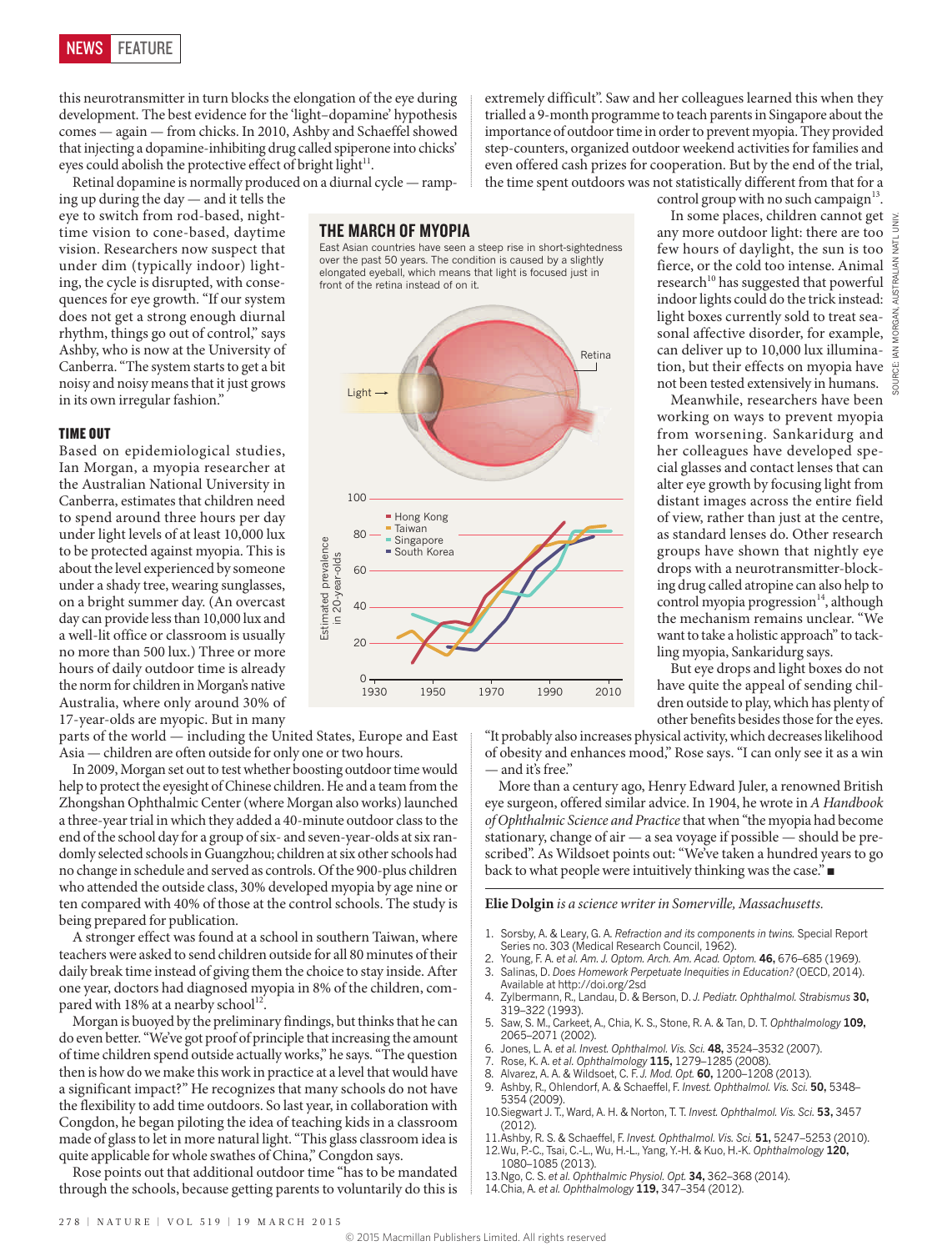this neurotransmitter in turn blocks the elongation of the eye during development. The best evidence for the 'light–dopamine' hypothesis comes — again — from chicks. In 2010, Ashby and Schaeffel showed that injecting a dopamine-inhibiting drug called spiperone into chicks' eyes could abolish the protective effect of bright light[11].

Retinal dopamine is normally produced on a diurnal cycle — ramping up during the day — and it tells the eye to switch from rod-based, nighttime vision to cone-based, daytime vision. Researchers now suspect that under dim (typically indoor) lighting, the cycle is disrupted, with consequences for eye growth. "If our system does not get a strong enough diurnal rhythm, things go out of control," says Ashby, who is now at the University of Canberra. "The system starts to get a bit noisy and noisy means that it just grows in its own irregular fashion."

### TIME OUT

Based on epidemiological studies, Ian Morgan, a myopia researcher at the Australian National University in Canberra, estimates that children need to spend around three hours per day under light levels of at least 10,000 lux to be protected against myopia. This is about the level experienced by someone under a shady tree, wearing sunglasses, on a bright summer day. (An overcast day can provide less than 10,000 lux and a well-lit office or classroom is usually no more than 500 lux.) Three or more hours of daily outdoor time is already the norm for children in Morgan's native Australia, where only around 30% of 17-year-olds are myopic. But in many parts of the world — including the United States, Europe and East Asia — children are often outside for only one or two hours.

In 2009, Morgan set out to test whether boosting outdoor time would help to protect the eyesight of Chinese children. He and a team from the Zhongshan Ophthalmic Center (where Morgan also works) launched a three-year trial in which they added a 40-minute outdoor class to the end of the school day for a group of six- and seven-year-olds at six randomly selected schools in Guangzhou; children at six other schools had no change in schedule and served as controls. Of the 900-plus children who attended the outside class, 30% developed myopia by age nine or ten compared with 40% of those at the control schools. The study is being prepared for publication.

A stronger effect was found at a school in southern Taiwan, where teachers were asked to send children outside for all 80 minutes of their daily break time instead of giving them the choice to stay inside. After one year, doctors had diagnosed myopia in 8% of the children, compared with 18% at a nearby school[12].

Morgan is buoyed by the preliminary findings, but thinks that he can do even better. "We've got proof of principle that increasing the amount of time children spend outside actually works," he says. "The question then is how do we make this work in practice at a level that would have a significant impact?" He recognizes that many schools do not have the flexibility to add time outdoors. So last year, in collaboration with Congdon, he began piloting the idea of teaching kids in a classroom made of glass to let in more natural light. "This glass classroom idea is quite applicable for whole swathes of China," Congdon says.

Rose points out that additional outdoor time "has to be mandated through the schools, because getting parents to voluntarily do this is extremely difficult". Saw and her colleagues learned this when they trialled a 9-month programme to teach parents in Singapore about the importance of outdoor time in order to prevent myopia. They provided step-counters, organized outdoor weekend activities for families and even offered cash prizes for cooperation. But by the end of the trial, the time spent outdoors was not statistically different from that for a control group with no such campaign[13].

In some places, children cannot get any more outdoor light: there are too few hours of daylight, the sun is too fierce, or the cold too intense. Animal research[10] has suggested that powerful indoor lights could do the trick instead: light boxes currently sold to treat seasonal affective disorder, for example, can deliver up to 10,000 lux illumination, but their effects on myopia have not been tested extensively in humans.

Meanwhile, researchers have been working on ways to prevent myopia from worsening. Sankaridurg and her colleagues have developed special glasses and contact lenses that can alter eye growth by focusing light from distant images across the entire field of view, rather than just at the centre, as standard lenses do. Other research groups have shown that nightly eye drops with a neurotransmitter-blocking drug called atropine can also help to control myopia progression[14], although the mechanism remains unclear. "We want to take a holistic approach" to tackling myopia, Sankaridurg says.

But eye drops and light boxes do not have quite the appeal of sending children outside to play, which has plenty of other benefits besides those for the eyes. "It probably also increases physical activity, which decreases likelihood of obesity and enhances mood," Rose says. "I can only see it as a win — and it's free."

More than a century ago, Henry Edward Juler, a renowned British eye surgeon, offered similar advice. In 1904, he wrote in *A Handbook of Ophthalmic Science and Practice* that when "the myopia had become stationary, change of air — a sea voyage if possible — should be prescribed". As Wildsoet points out: "We've taken a hundred years to go back to what people were intuitively thinking was the case." ■

**Elie Dolgin** *is a science writer in Somerville, Massachusetts.*

**THE MARCH OF MYOPIA**

East Asian countries have seen a steep rise in short-sightedness over the past 50 years. The condition is caused by a slightly elongated eyeball, which means that light is focused just in front of the retina instead of on it.

Light →
Retina

Estimated prevalence in 20-year-olds
0
20
40
60
80
100
1930
1950
1970
1990
2010
Hong Kong
Taiwan
Singapore
South Korea

SOURCE: IAN MORGAN, AUSTRALIAN NATL UNIV.

1. Sorsby, A. & Leary, G. A. *Refraction and its components in twins.* Special Report Series no. 303 (Medical Research Council, 1962).
2. Young, F. A. *et al. Am. J. Optom. Arch. Am. Acad. Optom.* **46,** 676–685 (1969).
3. Salinas, D. *Does Homework Perpetuate Inequities in Education?* (OECD, 2014). Available at http://doi.org/2sd
4. Zylbermann, R., Landau, D. & Berson, D. *J. Pediatr. Ophthalmol. Strabismus* **30,** 319–322 (1993).
5. Saw, S. M., Carkeet, A., Chia, K. S., Stone, R. A. & Tan, D. T. *Ophthalmology* **109,** 2065–2071 (2002).
6. Jones, L. A. *et al. Invest. Ophthalmol. Vis. Sci.* **48,** 3524–3532 (2007).
7. Rose, K. A. *et al. Ophthalmology* **115,** 1279–1285 (2008).
8. Alvarez, A. A. & Wildsoet, C. F. *J. Mod. Opt.* **60,** 1200–1208 (2013).
9. Ashby, R., Ohlendorf, A. & Schaeffel, F. *Invest. Ophthalmol. Vis. Sci.* **50,** 5348–5354 (2009).
10. Siegwart J. T., Ward, A. H. & Norton, T. T. *Invest. Ophthalmol. Vis. Sci.* **53,** 3457 (2012).
11. Ashby, R. S. & Schaeffel, F. *Invest. Ophthalmol. Vis. Sci.* **51,** 5247–5253 (2010).
12. Wu, P.-C., Tsai, C.-L., Wu, H.-L., Yang, Y.-H. & Kuo, H.-K. *Ophthalmology* **120,** 1080–1085 (2013).
13. Ngo, C. S. *et al. Ophthalmic Physiol. Opt.* **34,** 362–368 (2014).
14. Chia, A. *et al. Ophthalmology* **119,** 347–354 (2012).